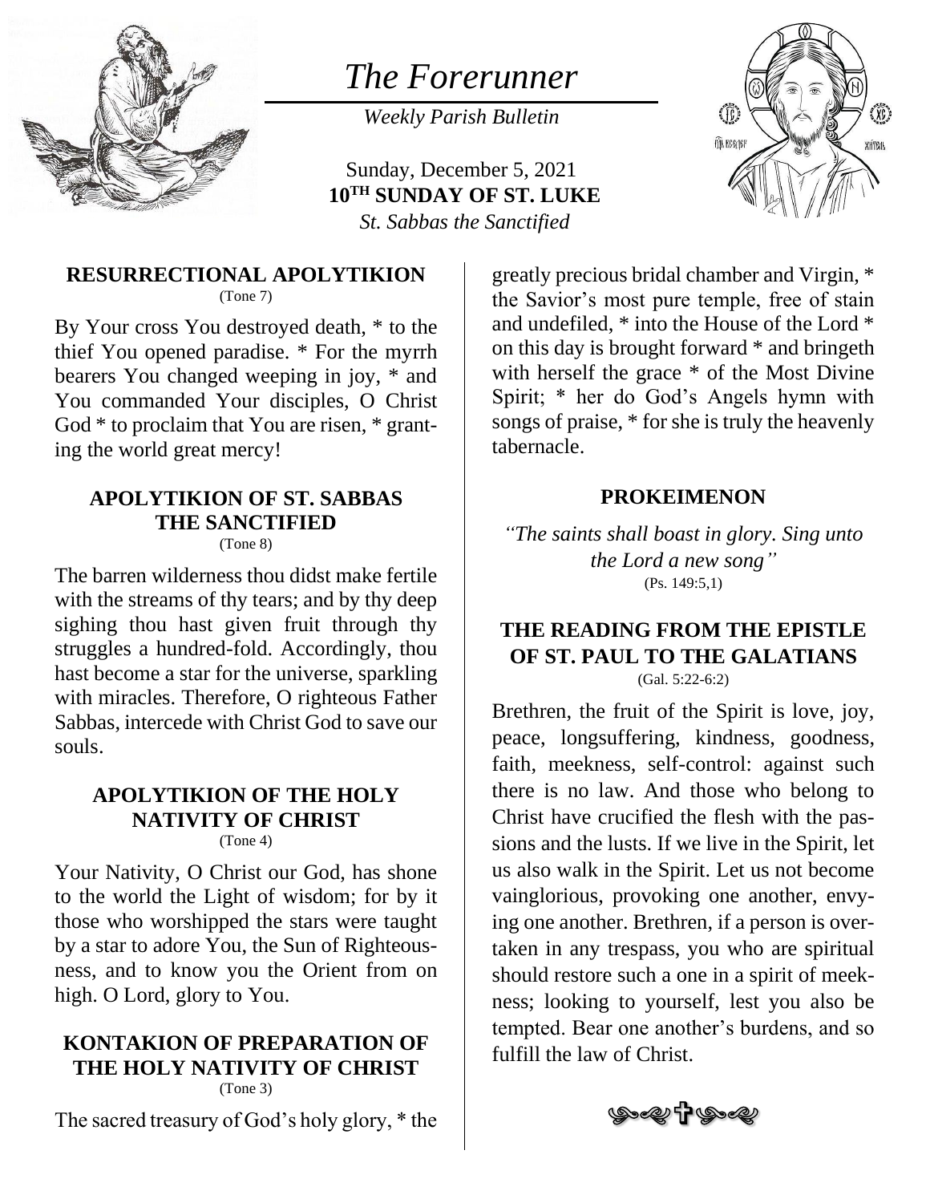# *The Forerunner*

*Weekly Parish Bulletin*

Sunday, December 5, 2021
**10TH SUNDAY OF ST. LUKE**
*St. Sabbas the Sanctified*

## RESURRECTIONAL APOLYTIKION
(Tone 7)

By Your cross You destroyed death, * to the thief You opened paradise. * For the myrrh bearers You changed weeping in joy, * and You commanded Your disciples, O Christ God * to proclaim that You are risen, * granting the world great mercy!

## APOLYTIKION OF ST. SABBAS THE SANCTIFIED
(Tone 8)

The barren wilderness thou didst make fertile with the streams of thy tears; and by thy deep sighing thou hast given fruit through thy struggles a hundred-fold. Accordingly, thou hast become a star for the universe, sparkling with miracles. Therefore, O righteous Father Sabbas, intercede with Christ God to save our souls.

## APOLYTIKION OF THE HOLY NATIVITY OF CHRIST
(Tone 4)

Your Nativity, O Christ our God, has shone to the world the Light of wisdom; for by it those who worshipped the stars were taught by a star to adore You, the Sun of Righteousness, and to know you the Orient from on high. O Lord, glory to You.

## KONTAKION OF PREPARATION OF THE HOLY NATIVITY OF CHRIST
(Tone 3)

The sacred treasury of God's holy glory, * the greatly precious bridal chamber and Virgin, * the Savior's most pure temple, free of stain and undefiled, * into the House of the Lord * on this day is brought forward * and bringeth with herself the grace * of the Most Divine Spirit; * her do God's Angels hymn with songs of praise, * for she is truly the heavenly tabernacle.

## PROKEIMENON

*"The saints shall boast in glory. Sing unto the Lord a new song"*
(Ps. 149:5,1)

## THE READING FROM THE EPISTLE OF ST. PAUL TO THE GALATIANS
(Gal. 5:22-6:2)

Brethren, the fruit of the Spirit is love, joy, peace, longsuffering, kindness, goodness, faith, meekness, self-control: against such there is no law. And those who belong to Christ have crucified the flesh with the passions and the lusts. If we live in the Spirit, let us also walk in the Spirit. Let us not become vainglorious, provoking one another, envying one another. Brethren, if a person is overtaken in any trespass, you who are spiritual should restore such a one in a spirit of meekness; looking to yourself, lest you also be tempted. Bear one another's burdens, and so fulfill the law of Christ.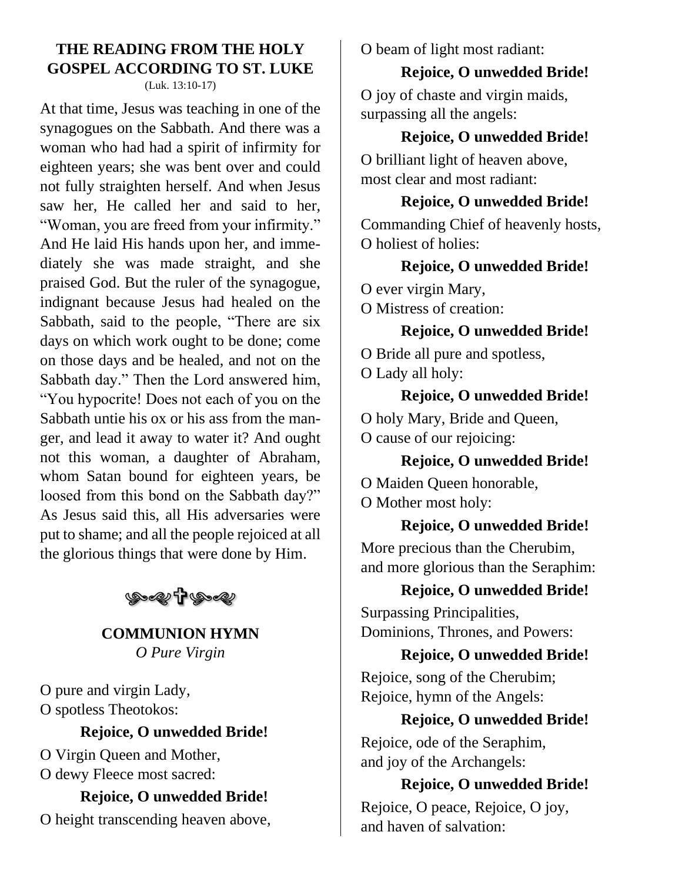## THE READING FROM THE HOLY GOSPEL ACCORDING TO ST. LUKE

(Luk. 13:10-17)

At that time, Jesus was teaching in one of the synagogues on the Sabbath. And there was a woman who had had a spirit of infirmity for eighteen years; she was bent over and could not fully straighten herself. And when Jesus saw her, He called her and said to her, "Woman, you are freed from your infirmity." And He laid His hands upon her, and immediately she was made straight, and she praised God. But the ruler of the synagogue, indignant because Jesus had healed on the Sabbath, said to the people, "There are six days on which work ought to be done; come on those days and be healed, and not on the Sabbath day." Then the Lord answered him, "You hypocrite! Does not each of you on the Sabbath untie his ox or his ass from the manger, and lead it away to water it? And ought not this woman, a daughter of Abraham, whom Satan bound for eighteen years, be loosed from this bond on the Sabbath day?" As Jesus said this, all His adversaries were put to shame; and all the people rejoiced at all the glorious things that were done by Him.

## COMMUNION HYMN

*O Pure Virgin*

O pure and virgin Lady,
O spotless Theotokos:

**Rejoice, O unwedded Bride!**

O Virgin Queen and Mother,
O dewy Fleece most sacred:

**Rejoice, O unwedded Bride!**

O height transcending heaven above,
O beam of light most radiant:

**Rejoice, O unwedded Bride!**

O joy of chaste and virgin maids,
surpassing all the angels:

**Rejoice, O unwedded Bride!**

O brilliant light of heaven above,
most clear and most radiant:

**Rejoice, O unwedded Bride!**

Commanding Chief of heavenly hosts,
O holiest of holies:

**Rejoice, O unwedded Bride!**

O ever virgin Mary,
O Mistress of creation:

**Rejoice, O unwedded Bride!**

O Bride all pure and spotless,
O Lady all holy:

**Rejoice, O unwedded Bride!**

O holy Mary, Bride and Queen,
O cause of our rejoicing:

**Rejoice, O unwedded Bride!**

O Maiden Queen honorable,
O Mother most holy:

**Rejoice, O unwedded Bride!**

More precious than the Cherubim,
and more glorious than the Seraphim:

**Rejoice, O unwedded Bride!**

Surpassing Principalities,
Dominions, Thrones, and Powers:

**Rejoice, O unwedded Bride!**

Rejoice, song of the Cherubim;
Rejoice, hymn of the Angels:

**Rejoice, O unwedded Bride!**

Rejoice, ode of the Seraphim,
and joy of the Archangels:

**Rejoice, O unwedded Bride!**

Rejoice, O peace, Rejoice, O joy,
and haven of salvation: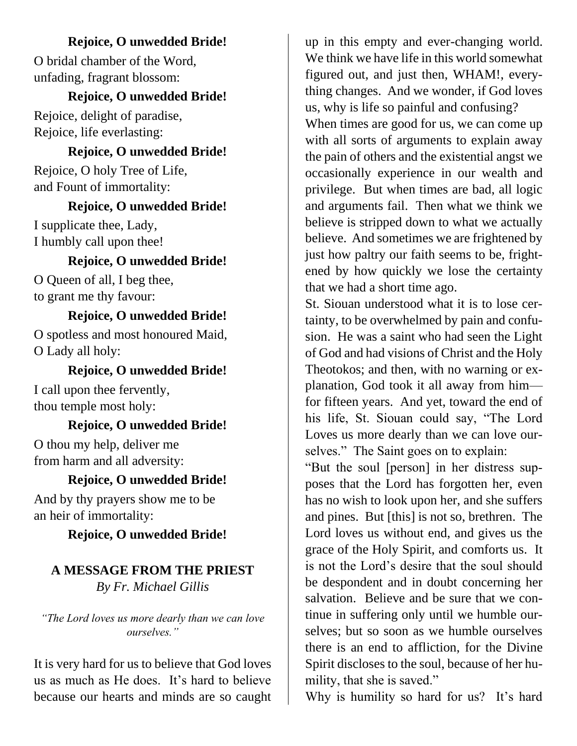**Rejoice, O unwedded Bride!**

O bridal chamber of the Word,
unfading, fragrant blossom:

**Rejoice, O unwedded Bride!**

Rejoice, delight of paradise,
Rejoice, life everlasting:

**Rejoice, O unwedded Bride!**

Rejoice, O holy Tree of Life,
and Fount of immortality:

**Rejoice, O unwedded Bride!**

I supplicate thee, Lady,
I humbly call upon thee!

**Rejoice, O unwedded Bride!**

O Queen of all, I beg thee,
to grant me thy favour:

**Rejoice, O unwedded Bride!**

O spotless and most honoured Maid,
O Lady all holy:

**Rejoice, O unwedded Bride!**

I call upon thee fervently,
thou temple most holy:

**Rejoice, O unwedded Bride!**

O thou my help, deliver me
from harm and all adversity:

**Rejoice, O unwedded Bride!**

And by thy prayers show me to be
an heir of immortality:

**Rejoice, O unwedded Bride!**

## A MESSAGE FROM THE PRIEST

*By Fr. Michael Gillis*

*"The Lord loves us more dearly than we can love ourselves."*

It is very hard for us to believe that God loves us as much as He does. It's hard to believe because our hearts and minds are so caught up in this empty and ever-changing world. We think we have life in this world somewhat figured out, and just then, WHAM!, everything changes. And we wonder, if God loves us, why is life so painful and confusing?

When times are good for us, we can come up with all sorts of arguments to explain away the pain of others and the existential angst we occasionally experience in our wealth and privilege. But when times are bad, all logic and arguments fail. Then what we think we believe is stripped down to what we actually believe. And sometimes we are frightened by just how paltry our faith seems to be, frightened by how quickly we lose the certainty that we had a short time ago.

St. Siouan understood what it is to lose certainty, to be overwhelmed by pain and confusion. He was a saint who had seen the Light of God and had visions of Christ and the Holy Theotokos; and then, with no warning or explanation, God took it all away from him—for fifteen years. And yet, toward the end of his life, St. Siouan could say, "The Lord Loves us more dearly than we can love ourselves." The Saint goes on to explain:

"But the soul [person] in her distress supposes that the Lord has forgotten her, even has no wish to look upon her, and she suffers and pines. But [this] is not so, brethren. The Lord loves us without end, and gives us the grace of the Holy Spirit, and comforts us. It is not the Lord's desire that the soul should be despondent and in doubt concerning her salvation. Believe and be sure that we continue in suffering only until we humble ourselves; but so soon as we humble ourselves there is an end to affliction, for the Divine Spirit discloses to the soul, because of her humility, that she is saved."

Why is humility so hard for us? It's hard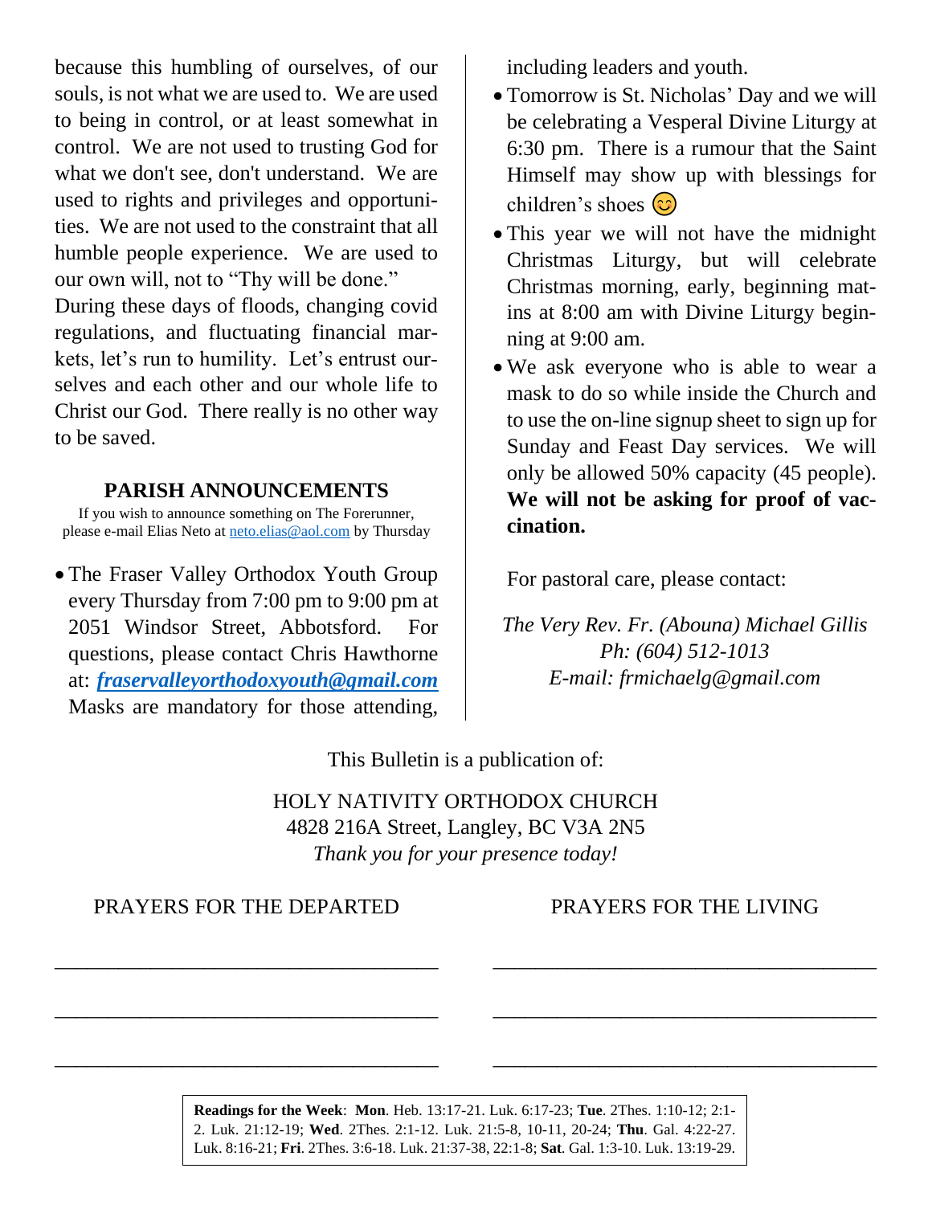because this humbling of ourselves, of our souls, is not what we are used to. We are used to being in control, or at least somewhat in control. We are not used to trusting God for what we don't see, don't understand. We are used to rights and privileges and opportunities. We are not used to the constraint that all humble people experience. We are used to our own will, not to “Thy will be done.”

During these days of floods, changing covid regulations, and fluctuating financial markets, let’s run to humility. Let’s entrust ourselves and each other and our whole life to Christ our God. There really is no other way to be saved.

## PARISH ANNOUNCEMENTS

If you wish to announce something on The Forerunner, please e-mail Elias Neto at neto.elias@aol.com by Thursday

- The Fraser Valley Orthodox Youth Group every Thursday from 7:00 pm to 9:00 pm at 2051 Windsor Street, Abbotsford. For questions, please contact Chris Hawthorne at: ***fraservalleyorthodoxyouth@gmail.com*** Masks are mandatory for those attending, including leaders and youth.
- Tomorrow is St. Nicholas’ Day and we will be celebrating a Vesperal Divine Liturgy at 6:30 pm. There is a rumour that the Saint Himself may show up with blessings for children’s shoes 😊
- This year we will not have the midnight Christmas Liturgy, but will celebrate Christmas morning, early, beginning matins at 8:00 am with Divine Liturgy beginning at 9:00 am.
- We ask everyone who is able to wear a mask to do so while inside the Church and to use the on-line signup sheet to sign up for Sunday and Feast Day services. We will only be allowed 50% capacity (45 people). **We will not be asking for proof of vaccination.**

For pastoral care, please contact:

*The Very Rev. Fr. (Abouna) Michael Gillis*
*Ph: (604) 512-1013*
*E-mail: frmichaelg@gmail.com*

This Bulletin is a publication of:

HOLY NATIVITY ORTHODOX CHURCH
4828 216A Street, Langley, BC V3A 2N5
*Thank you for your presence today!*

PRAYERS FOR THE DEPARTED

\_\_\_\_\_\_\_\_\_\_\_\_\_\_\_\_\_\_\_\_\_\_\_\_\_\_\_\_\_\_\_\_\_\_\_\_\_\_

\_\_\_\_\_\_\_\_\_\_\_\_\_\_\_\_\_\_\_\_\_\_\_\_\_\_\_\_\_\_\_\_\_\_\_\_\_\_

\_\_\_\_\_\_\_\_\_\_\_\_\_\_\_\_\_\_\_\_\_\_\_\_\_\_\_\_\_\_\_\_\_\_\_\_\_\_

PRAYERS FOR THE LIVING

\_\_\_\_\_\_\_\_\_\_\_\_\_\_\_\_\_\_\_\_\_\_\_\_\_\_\_\_\_\_\_\_\_\_\_\_\_\_

\_\_\_\_\_\_\_\_\_\_\_\_\_\_\_\_\_\_\_\_\_\_\_\_\_\_\_\_\_\_\_\_\_\_\_\_\_\_

\_\_\_\_\_\_\_\_\_\_\_\_\_\_\_\_\_\_\_\_\_\_\_\_\_\_\_\_\_\_\_\_\_\_\_\_\_\_

**Readings for the Week**: **Mon**. Heb. 13:17-21. Luk. 6:17-23; **Tue**. 2Thes. 1:10-12; 2:1-2. Luk. 21:12-19; **Wed**. 2Thes. 2:1-12. Luk. 21:5-8, 10-11, 20-24; **Thu**. Gal. 4:22-27. Luk. 8:16-21; **Fri**. 2Thes. 3:6-18. Luk. 21:37-38, 22:1-8; **Sat**. Gal. 1:3-10. Luk. 13:19-29.